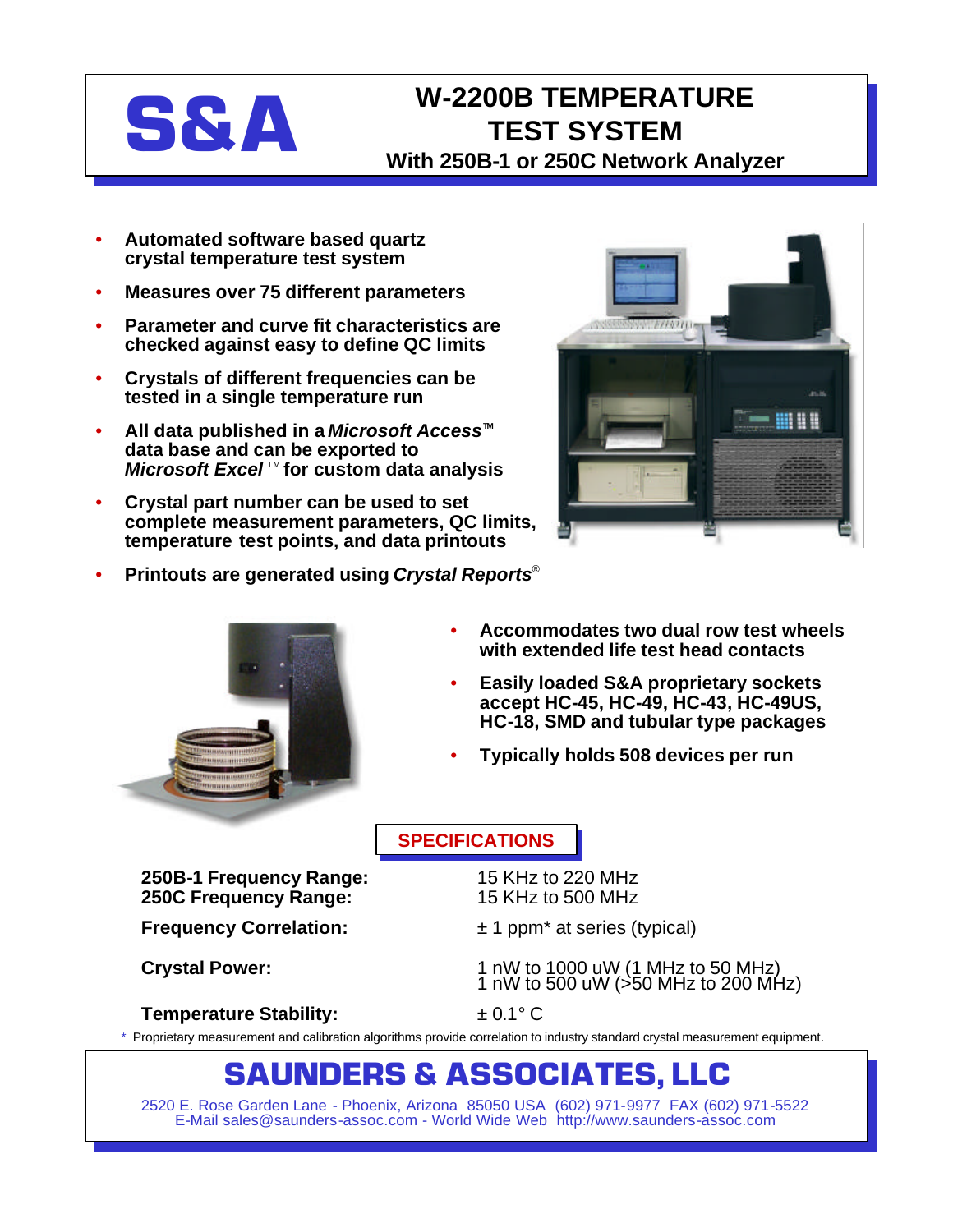# S&A

## W-2200B TEMPERATURE TEST SYSTEM

### With 250B-1 or 250C Network Analyzer

- **Automated software based quartz crystal temperature test system**
- **Measures over 75 different parameters**
- **Parameter and curve fit characteristics are checked against easy to define QC limits**
- **Crystals of different frequencies can be tested in a single temperature run**
- **All data published in a *Microsoft Access*™ data base and can be exported to *Microsoft Excel*™ for custom data analysis**
- **Crystal part number can be used to set complete measurement parameters, QC limits, temperature test points, and data printouts**
- **Printouts are generated using *Crystal Reports*®**

- **Accommodates two dual row test wheels with extended life test head contacts**
- **Easily loaded S&A proprietary sockets accept HC-45, HC-49, HC-43, HC-49US, HC-18, SMD and tubular type packages**
- **Typically holds 508 devices per run**

## SPECIFICATIONS

| | |
|---|---|
| **250B-1 Frequency Range:** | 15 KHz to 220 MHz |
| **250C Frequency Range:** | 15 KHz to 500 MHz |
| **Frequency Correlation:** | ± 1 ppm* at series (typical) |
| **Crystal Power:** | 1 nW to 1000 uW (1 MHz to 50 MHz)<br>1 nW to 500 uW (>50 MHz to 200 MHz) |
| **Temperature Stability:** | ± 0.1° C |

\* Proprietary measurement and calibration algorithms provide correlation to industry standard crystal measurement equipment.

## SAUNDERS & ASSOCIATES, LLC

2520 E. Rose Garden Lane - Phoenix, Arizona 85050 USA (602) 971-9977 FAX (602) 971-5522
E-Mail sales@saunders-assoc.com - World Wide Web http://www.saunders-assoc.com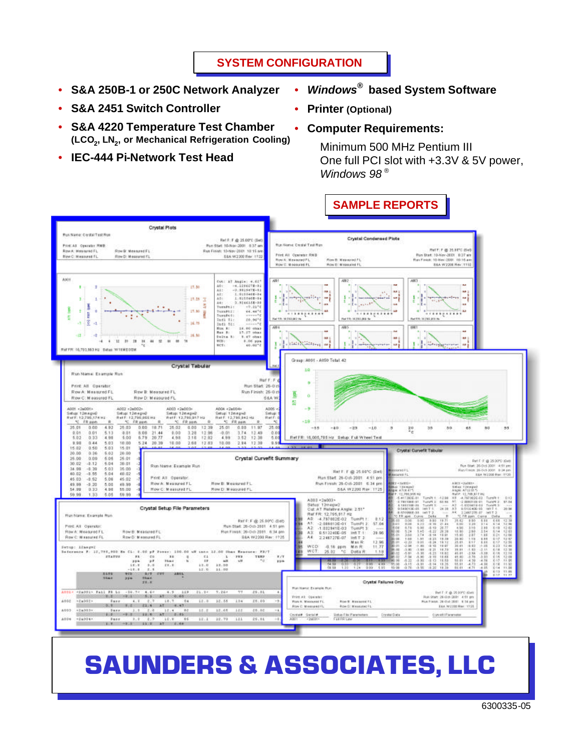## SYSTEM CONFIGURATION

- **S&A 250B-1 or 250C Network Analyzer**
- **S&A 2451 Switch Controller**
- **S&A 4220 Temperature Test Chamber**
  **($LCO_2$, $LN_2$, or Mechanical Refrigeration Cooling)**
- **IEC-444 Pi-Network Test Head**
- ***Windows*® based System Software**
- **Printer (Optional)**
- **Computer Requirements:**

  Minimum 500 MHz Pentium III
  One full PCI slot with +3.3V & 5V power,
  *Windows 98* ®

## SAMPLE REPORTS

Crystal Plots

Crystal Condensed Plots

Crystal Tabular

Crystal Curvefit Summary

Crystal Curvefit Tabular

Crystal Setup File Parameters

Crystal Failures Only

# SAUNDERS & ASSOCIATES, LLC

6300335-05